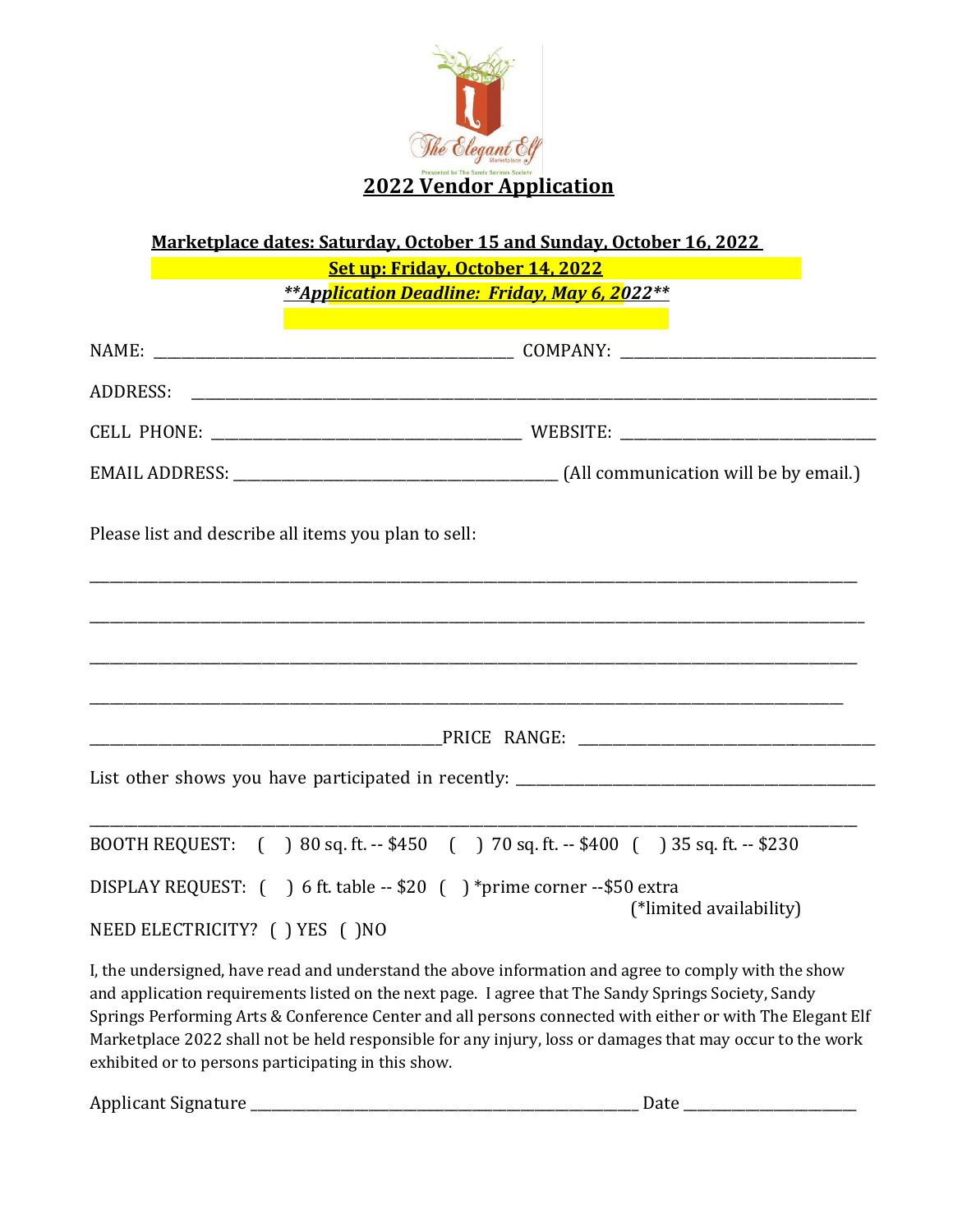# 2022 Vendor Application

**Marketplace dates: Saturday, October 15 and Sunday, October 16, 2022**

**Set up: Friday, October 14, 2022**

***\*\*Application Deadline: Friday, May 6, 2022\*\****

NAME: ______________________________ COMPANY: ______________________________

ADDRESS: ____________________________________________________________

CELL PHONE: ______________________________ WEBSITE: ______________________________

EMAIL ADDRESS: ______________________________ (All communication will be by email.)

Please list and describe all items you plan to sell:

____________________________________________________________

____________________________________________________________

____________________________________________________________

____________________________________________________________

______________________________ PRICE RANGE: ______________________________

List other shows you have participated in recently: ______________________________

____________________________________________________________

BOOTH REQUEST: ( ) 80 sq. ft. -- $450 ( ) 70 sq. ft. -- $400 ( ) 35 sq. ft. -- $230

DISPLAY REQUEST: ( ) 6 ft. table -- $20 ( ) *prime corner --$50 extra (*limited availability)

NEED ELECTRICITY? ( ) YES ( )NO

I, the undersigned, have read and understand the above information and agree to comply with the show and application requirements listed on the next page. I agree that The Sandy Springs Society, Sandy Springs Performing Arts & Conference Center and all persons connected with either or with The Elegant Elf Marketplace 2022 shall not be held responsible for any injury, loss or damages that may occur to the work exhibited or to persons participating in this show.

Applicant Signature ______________________________ Date ______________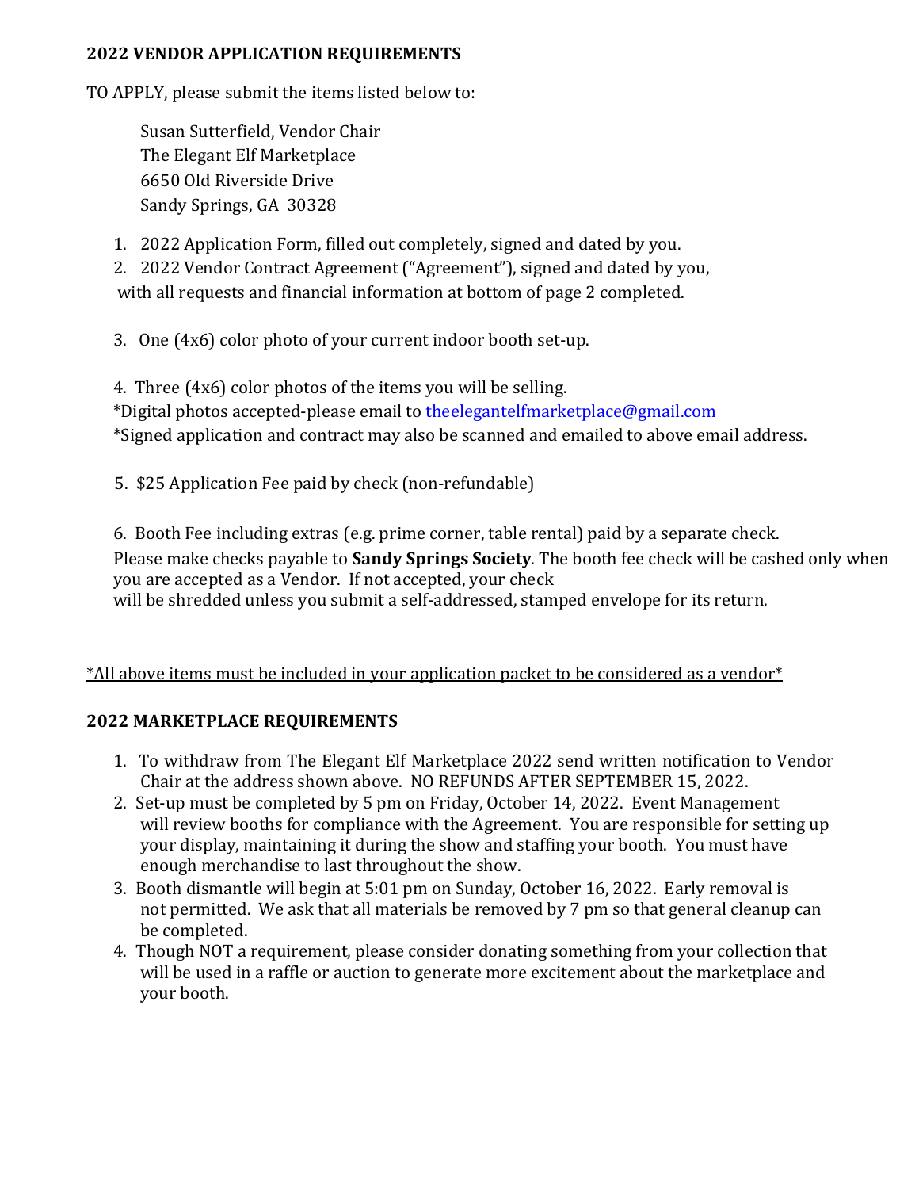**2022 VENDOR APPLICATION REQUIREMENTS**

TO APPLY, please submit the items listed below to:

Susan Sutterfield, Vendor Chair
The Elegant Elf Marketplace
6650 Old Riverside Drive
Sandy Springs, GA 30328

1. 2022 Application Form, filled out completely, signed and dated by you.
2. 2022 Vendor Contract Agreement ("Agreement"), signed and dated by you, with all requests and financial information at bottom of page 2 completed.
3. One (4x6) color photo of your current indoor booth set-up.
4. Three (4x6) color photos of the items you will be selling.
   *Digital photos accepted-please email to theelegantelfmarketplace@gmail.com
   *Signed application and contract may also be scanned and emailed to above email address.
5. $25 Application Fee paid by check (non-refundable)
6. Booth Fee including extras (e.g. prime corner, table rental) paid by a separate check.
   Please make checks payable to **Sandy Springs Society**. The booth fee check will be cashed only when you are accepted as a Vendor. If not accepted, your check will be shredded unless you submit a self-addressed, stamped envelope for its return.

<u>*All above items must be included in your application packet to be considered as a vendor*</u>

**2022 MARKETPLACE REQUIREMENTS**

1. To withdraw from The Elegant Elf Marketplace 2022 send written notification to Vendor Chair at the address shown above. <u>NO REFUNDS AFTER SEPTEMBER 15, 2022.</u>
2. Set-up must be completed by 5 pm on Friday, October 14, 2022. Event Management will review booths for compliance with the Agreement. You are responsible for setting up your display, maintaining it during the show and staffing your booth. You must have enough merchandise to last throughout the show.
3. Booth dismantle will begin at 5:01 pm on Sunday, October 16, 2022. Early removal is not permitted. We ask that all materials be removed by 7 pm so that general cleanup can be completed.
4. Though NOT a requirement, please consider donating something from your collection that will be used in a raffle or auction to generate more excitement about the marketplace and your booth.